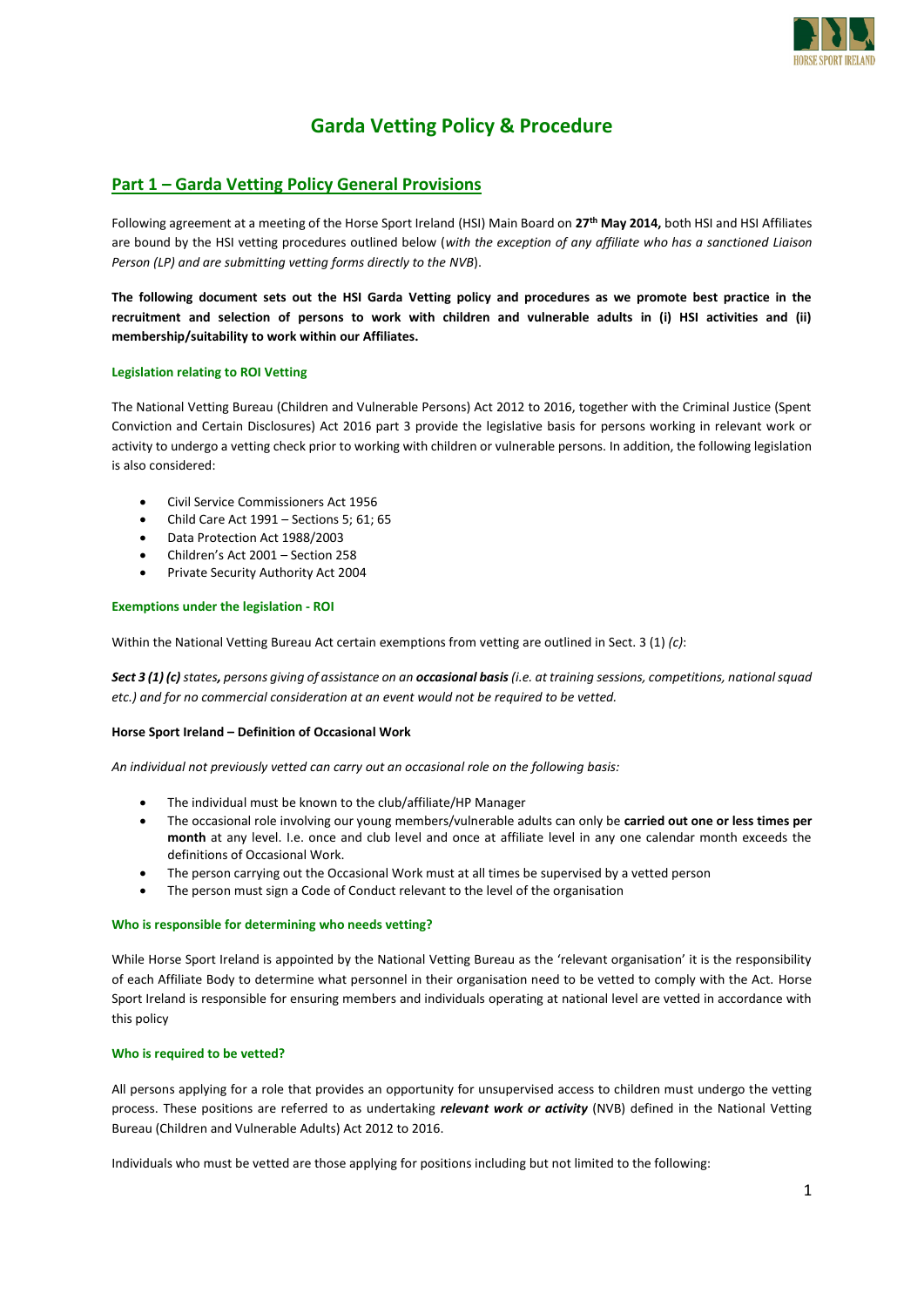# Garda Vetting Policy & Procedure

## Part 1 – Garda Vetting Policy General Provisions

Following agreement at a meeting of the Horse Sport Ireland (HSI) Main Board on **27th May 2014,** both HSI and HSI Affiliates are bound by the HSI vetting procedures outlined below (*with the exception of any affiliate who has a sanctioned Liaison Person (LP) and are submitting vetting forms directly to the NVB*).

**The following document sets out the HSI Garda Vetting policy and procedures as we promote best practice in the recruitment and selection of persons to work with children and vulnerable adults in (i) HSI activities and (ii) membership/suitability to work within our Affiliates.**

#### Legislation relating to ROI Vetting

The National Vetting Bureau (Children and Vulnerable Persons) Act 2012 to 2016, together with the Criminal Justice (Spent Conviction and Certain Disclosures) Act 2016 part 3 provide the legislative basis for persons working in relevant work or activity to undergo a vetting check prior to working with children or vulnerable persons. In addition, the following legislation is also considered:

- Civil Service Commissioners Act 1956
- Child Care Act 1991 – Sections 5; 61; 65
- Data Protection Act 1988/2003
- Children's Act 2001 – Section 258
- Private Security Authority Act 2004

#### Exemptions under the legislation - ROI

Within the National Vetting Bureau Act certain exemptions from vetting are outlined in Sect. 3 (1) *(c)*:

***Sect 3 (1) (c)** states, persons giving of assistance on an **occasional basis** (i.e. at training sessions, competitions, national squad etc.) and for no commercial consideration at an event would not be required to be vetted.*

**Horse Sport Ireland – Definition of Occasional Work**

*An individual not previously vetted can carry out an occasional role on the following basis:*

- The individual must be known to the club/affiliate/HP Manager
- The occasional role involving our young members/vulnerable adults can only be **carried out one or less times per month** at any level. I.e. once and club level and once at affiliate level in any one calendar month exceeds the definitions of Occasional Work.
- The person carrying out the Occasional Work must at all times be supervised by a vetted person
- The person must sign a Code of Conduct relevant to the level of the organisation

#### Who is responsible for determining who needs vetting?

While Horse Sport Ireland is appointed by the National Vetting Bureau as the 'relevant organisation' it is the responsibility of each Affiliate Body to determine what personnel in their organisation need to be vetted to comply with the Act. Horse Sport Ireland is responsible for ensuring members and individuals operating at national level are vetted in accordance with this policy

#### Who is required to be vetted?

All persons applying for a role that provides an opportunity for unsupervised access to children must undergo the vetting process. These positions are referred to as undertaking ***relevant work or activity*** (NVB) defined in the National Vetting Bureau (Children and Vulnerable Adults) Act 2012 to 2016.

Individuals who must be vetted are those applying for positions including but not limited to the following: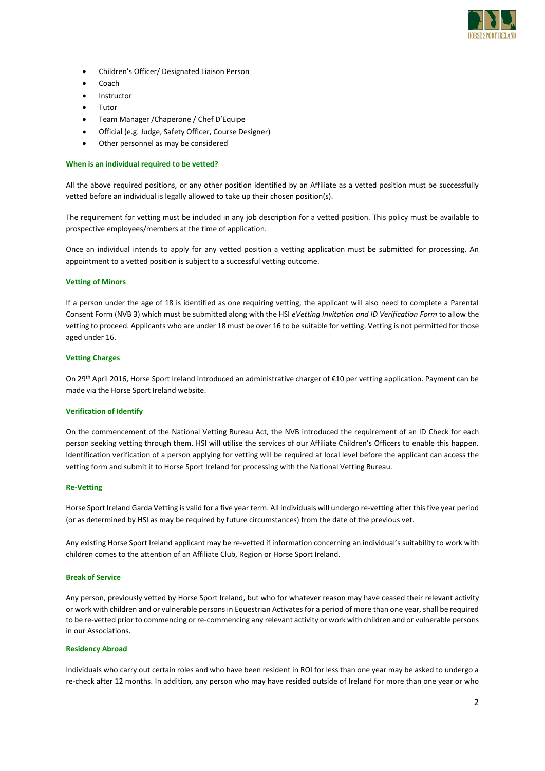- Children's Officer/ Designated Liaison Person
- Coach
- Instructor
- Tutor
- Team Manager /Chaperone / Chef D'Equipe
- Official (e.g. Judge, Safety Officer, Course Designer)
- Other personnel as may be considered

### When is an individual required to be vetted?

All the above required positions, or any other position identified by an Affiliate as a vetted position must be successfully vetted before an individual is legally allowed to take up their chosen position(s).

The requirement for vetting must be included in any job description for a vetted position. This policy must be available to prospective employees/members at the time of application.

Once an individual intends to apply for any vetted position a vetting application must be submitted for processing. An appointment to a vetted position is subject to a successful vetting outcome.

### Vetting of Minors

If a person under the age of 18 is identified as one requiring vetting, the applicant will also need to complete a Parental Consent Form (NVB 3) which must be submitted along with the HSI *eVetting Invitation and ID Verification Form* to allow the vetting to proceed. Applicants who are under 18 must be over 16 to be suitable for vetting. Vetting is not permitted for those aged under 16.

### Vetting Charges

On 29th April 2016, Horse Sport Ireland introduced an administrative charger of €10 per vetting application. Payment can be made via the Horse Sport Ireland website.

### Verification of Identify

On the commencement of the National Vetting Bureau Act, the NVB introduced the requirement of an ID Check for each person seeking vetting through them. HSI will utilise the services of our Affiliate Children's Officers to enable this happen. Identification verification of a person applying for vetting will be required at local level before the applicant can access the vetting form and submit it to Horse Sport Ireland for processing with the National Vetting Bureau.

### Re-Vetting

Horse Sport Ireland Garda Vetting is valid for a five year term. All individuals will undergo re-vetting after this five year period (or as determined by HSI as may be required by future circumstances) from the date of the previous vet.

Any existing Horse Sport Ireland applicant may be re-vetted if information concerning an individual's suitability to work with children comes to the attention of an Affiliate Club, Region or Horse Sport Ireland.

### Break of Service

Any person, previously vetted by Horse Sport Ireland, but who for whatever reason may have ceased their relevant activity or work with children and or vulnerable persons in Equestrian Activates for a period of more than one year, shall be required to be re-vetted prior to commencing or re-commencing any relevant activity or work with children and or vulnerable persons in our Associations.

### Residency Abroad

Individuals who carry out certain roles and who have been resident in ROI for less than one year may be asked to undergo a re-check after 12 months. In addition, any person who may have resided outside of Ireland for more than one year or who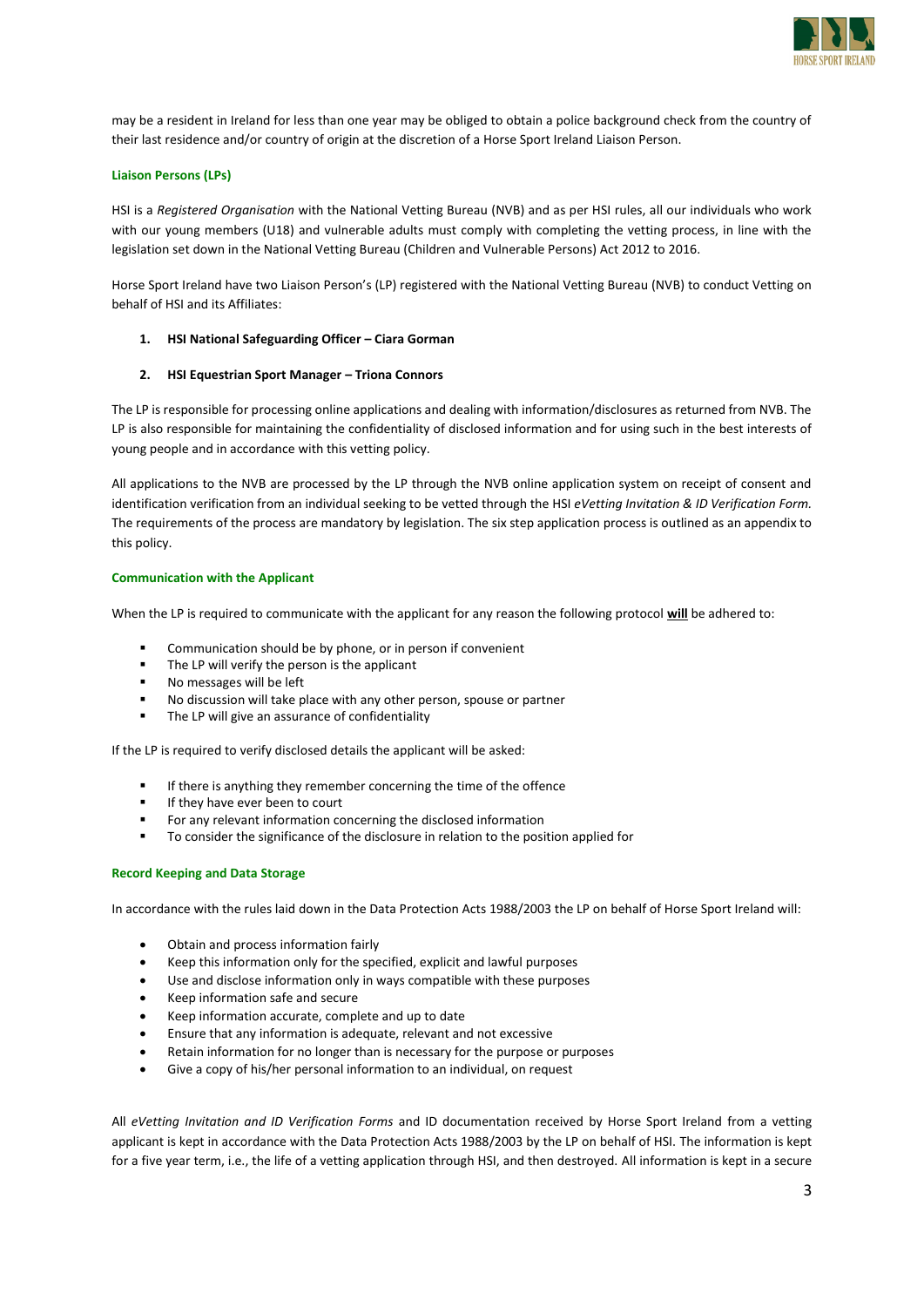may be a resident in Ireland for less than one year may be obliged to obtain a police background check from the country of their last residence and/or country of origin at the discretion of a Horse Sport Ireland Liaison Person.

#### Liaison Persons (LPs)

HSI is a *Registered Organisation* with the National Vetting Bureau (NVB) and as per HSI rules, all our individuals who work with our young members (U18) and vulnerable adults must comply with completing the vetting process, in line with the legislation set down in the National Vetting Bureau (Children and Vulnerable Persons) Act 2012 to 2016.

Horse Sport Ireland have two Liaison Person's (LP) registered with the National Vetting Bureau (NVB) to conduct Vetting on behalf of HSI and its Affiliates:

1. **HSI National Safeguarding Officer – Ciara Gorman**

2. **HSI Equestrian Sport Manager – Triona Connors**

The LP is responsible for processing online applications and dealing with information/disclosures as returned from NVB. The LP is also responsible for maintaining the confidentiality of disclosed information and for using such in the best interests of young people and in accordance with this vetting policy.

All applications to the NVB are processed by the LP through the NVB online application system on receipt of consent and identification verification from an individual seeking to be vetted through the HSI *eVetting Invitation & ID Verification Form*. The requirements of the process are mandatory by legislation. The six step application process is outlined as an appendix to this policy.

#### Communication with the Applicant

When the LP is required to communicate with the applicant for any reason the following protocol **<u>will</u>** be adhered to:

- Communication should be by phone, or in person if convenient
- The LP will verify the person is the applicant
- No messages will be left
- No discussion will take place with any other person, spouse or partner
- The LP will give an assurance of confidentiality

If the LP is required to verify disclosed details the applicant will be asked:

- If there is anything they remember concerning the time of the offence
- If they have ever been to court
- For any relevant information concerning the disclosed information
- To consider the significance of the disclosure in relation to the position applied for

#### Record Keeping and Data Storage

In accordance with the rules laid down in the Data Protection Acts 1988/2003 the LP on behalf of Horse Sport Ireland will:

- Obtain and process information fairly
- Keep this information only for the specified, explicit and lawful purposes
- Use and disclose information only in ways compatible with these purposes
- Keep information safe and secure
- Keep information accurate, complete and up to date
- Ensure that any information is adequate, relevant and not excessive
- Retain information for no longer than is necessary for the purpose or purposes
- Give a copy of his/her personal information to an individual, on request

All *eVetting Invitation and ID Verification Forms* and ID documentation received by Horse Sport Ireland from a vetting applicant is kept in accordance with the Data Protection Acts 1988/2003 by the LP on behalf of HSI. The information is kept for a five year term, i.e., the life of a vetting application through HSI, and then destroyed. All information is kept in a secure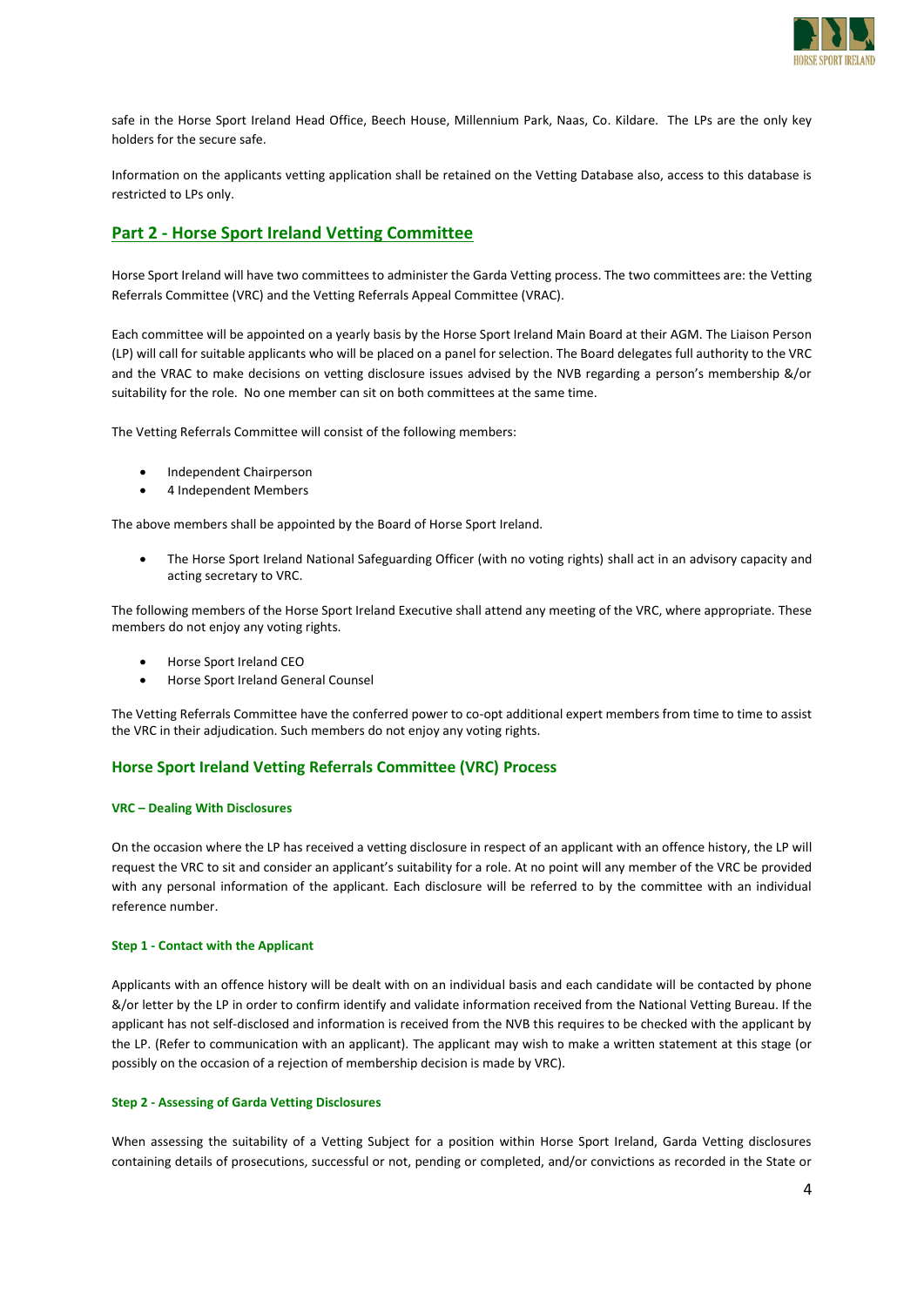safe in the Horse Sport Ireland Head Office, Beech House, Millennium Park, Naas, Co. Kildare. The LPs are the only key holders for the secure safe.

Information on the applicants vetting application shall be retained on the Vetting Database also, access to this database is restricted to LPs only.

## Part 2 - Horse Sport Ireland Vetting Committee

Horse Sport Ireland will have two committees to administer the Garda Vetting process. The two committees are: the Vetting Referrals Committee (VRC) and the Vetting Referrals Appeal Committee (VRAC).

Each committee will be appointed on a yearly basis by the Horse Sport Ireland Main Board at their AGM. The Liaison Person (LP) will call for suitable applicants who will be placed on a panel for selection. The Board delegates full authority to the VRC and the VRAC to make decisions on vetting disclosure issues advised by the NVB regarding a person's membership &/or suitability for the role. No one member can sit on both committees at the same time.

The Vetting Referrals Committee will consist of the following members:

- Independent Chairperson
- 4 Independent Members

The above members shall be appointed by the Board of Horse Sport Ireland.

- The Horse Sport Ireland National Safeguarding Officer (with no voting rights) shall act in an advisory capacity and acting secretary to VRC.

The following members of the Horse Sport Ireland Executive shall attend any meeting of the VRC, where appropriate. These members do not enjoy any voting rights.

- Horse Sport Ireland CEO
- Horse Sport Ireland General Counsel

The Vetting Referrals Committee have the conferred power to co-opt additional expert members from time to time to assist the VRC in their adjudication. Such members do not enjoy any voting rights.

### Horse Sport Ireland Vetting Referrals Committee (VRC) Process

#### VRC – Dealing With Disclosures

On the occasion where the LP has received a vetting disclosure in respect of an applicant with an offence history, the LP will request the VRC to sit and consider an applicant's suitability for a role. At no point will any member of the VRC be provided with any personal information of the applicant. Each disclosure will be referred to by the committee with an individual reference number.

#### Step 1 - Contact with the Applicant

Applicants with an offence history will be dealt with on an individual basis and each candidate will be contacted by phone &/or letter by the LP in order to confirm identify and validate information received from the National Vetting Bureau. If the applicant has not self-disclosed and information is received from the NVB this requires to be checked with the applicant by the LP. (Refer to communication with an applicant). The applicant may wish to make a written statement at this stage (or possibly on the occasion of a rejection of membership decision is made by VRC).

#### Step 2 - Assessing of Garda Vetting Disclosures

When assessing the suitability of a Vetting Subject for a position within Horse Sport Ireland, Garda Vetting disclosures containing details of prosecutions, successful or not, pending or completed, and/or convictions as recorded in the State or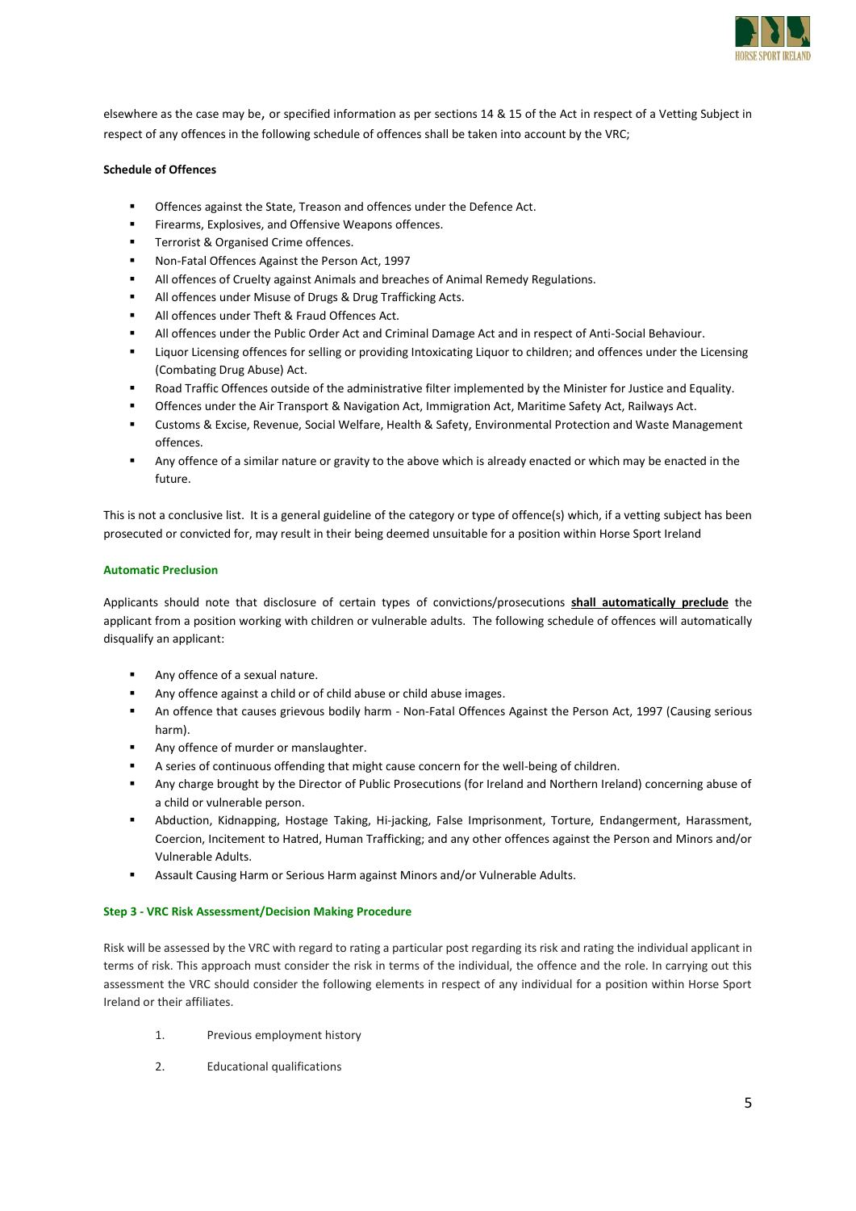elsewhere as the case may be, or specified information as per sections 14 & 15 of the Act in respect of a Vetting Subject in respect of any offences in the following schedule of offences shall be taken into account by the VRC;

**Schedule of Offences**

- Offences against the State, Treason and offences under the Defence Act.
- Firearms, Explosives, and Offensive Weapons offences.
- Terrorist & Organised Crime offences.
- Non-Fatal Offences Against the Person Act, 1997
- All offences of Cruelty against Animals and breaches of Animal Remedy Regulations.
- All offences under Misuse of Drugs & Drug Trafficking Acts.
- All offences under Theft & Fraud Offences Act.
- All offences under the Public Order Act and Criminal Damage Act and in respect of Anti-Social Behaviour.
- Liquor Licensing offences for selling or providing Intoxicating Liquor to children; and offences under the Licensing (Combating Drug Abuse) Act.
- Road Traffic Offences outside of the administrative filter implemented by the Minister for Justice and Equality.
- Offences under the Air Transport & Navigation Act, Immigration Act, Maritime Safety Act, Railways Act.
- Customs & Excise, Revenue, Social Welfare, Health & Safety, Environmental Protection and Waste Management offences.
- Any offence of a similar nature or gravity to the above which is already enacted or which may be enacted in the future.

This is not a conclusive list. It is a general guideline of the category or type of offence(s) which, if a vetting subject has been prosecuted or convicted for, may result in their being deemed unsuitable for a position within Horse Sport Ireland

**Automatic Preclusion**

Applicants should note that disclosure of certain types of convictions/prosecutions **shall automatically preclude** the applicant from a position working with children or vulnerable adults. The following schedule of offences will automatically disqualify an applicant:

- Any offence of a sexual nature.
- Any offence against a child or of child abuse or child abuse images.
- An offence that causes grievous bodily harm - Non-Fatal Offences Against the Person Act, 1997 (Causing serious harm).
- Any offence of murder or manslaughter.
- A series of continuous offending that might cause concern for the well-being of children.
- Any charge brought by the Director of Public Prosecutions (for Ireland and Northern Ireland) concerning abuse of a child or vulnerable person.
- Abduction, Kidnapping, Hostage Taking, Hi-jacking, False Imprisonment, Torture, Endangerment, Harassment, Coercion, Incitement to Hatred, Human Trafficking; and any other offences against the Person and Minors and/or Vulnerable Adults.
- Assault Causing Harm or Serious Harm against Minors and/or Vulnerable Adults.

**Step 3 - VRC Risk Assessment/Decision Making Procedure**

Risk will be assessed by the VRC with regard to rating a particular post regarding its risk and rating the individual applicant in terms of risk. This approach must consider the risk in terms of the individual, the offence and the role. In carrying out this assessment the VRC should consider the following elements in respect of any individual for a position within Horse Sport Ireland or their affiliates.

1. Previous employment history
2. Educational qualifications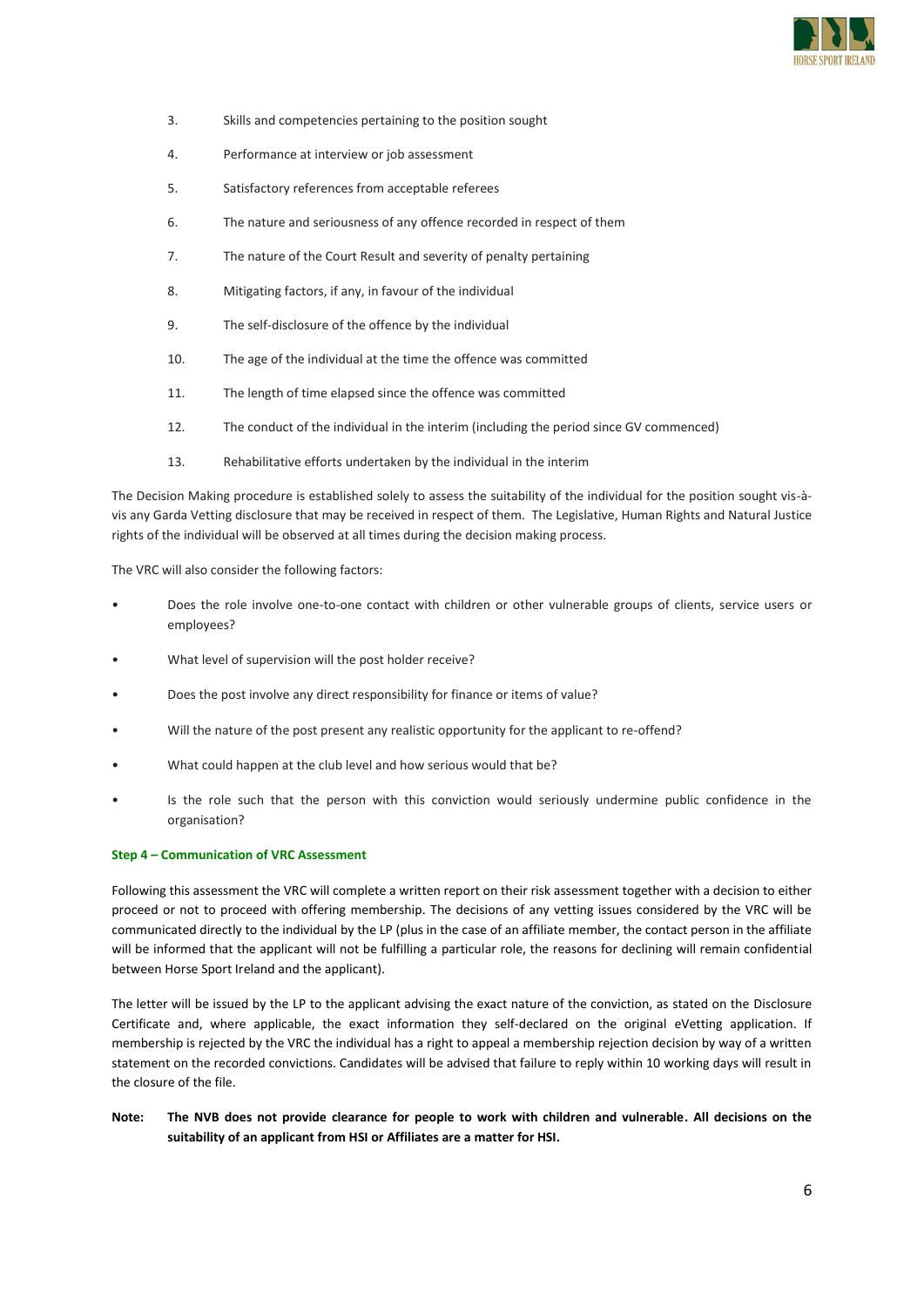3. Skills and competencies pertaining to the position sought
4. Performance at interview or job assessment
5. Satisfactory references from acceptable referees
6. The nature and seriousness of any offence recorded in respect of them
7. The nature of the Court Result and severity of penalty pertaining
8. Mitigating factors, if any, in favour of the individual
9. The self-disclosure of the offence by the individual
10. The age of the individual at the time the offence was committed
11. The length of time elapsed since the offence was committed
12. The conduct of the individual in the interim (including the period since GV commenced)
13. Rehabilitative efforts undertaken by the individual in the interim

The Decision Making procedure is established solely to assess the suitability of the individual for the position sought vis-à-vis any Garda Vetting disclosure that may be received in respect of them. The Legislative, Human Rights and Natural Justice rights of the individual will be observed at all times during the decision making process.

The VRC will also consider the following factors:

- Does the role involve one-to-one contact with children or other vulnerable groups of clients, service users or employees?
- What level of supervision will the post holder receive?
- Does the post involve any direct responsibility for finance or items of value?
- Will the nature of the post present any realistic opportunity for the applicant to re-offend?
- What could happen at the club level and how serious would that be?
- Is the role such that the person with this conviction would seriously undermine public confidence in the organisation?

#### Step 4 – Communication of VRC Assessment

Following this assessment the VRC will complete a written report on their risk assessment together with a decision to either proceed or not to proceed with offering membership. The decisions of any vetting issues considered by the VRC will be communicated directly to the individual by the LP (plus in the case of an affiliate member, the contact person in the affiliate will be informed that the applicant will not be fulfilling a particular role, the reasons for declining will remain confidential between Horse Sport Ireland and the applicant).

The letter will be issued by the LP to the applicant advising the exact nature of the conviction, as stated on the Disclosure Certificate and, where applicable, the exact information they self-declared on the original eVetting application. If membership is rejected by the VRC the individual has a right to appeal a membership rejection decision by way of a written statement on the recorded convictions. Candidates will be advised that failure to reply within 10 working days will result in the closure of the file.

**Note: The NVB does not provide clearance for people to work with children and vulnerable. All decisions on the suitability of an applicant from HSI or Affiliates are a matter for HSI.**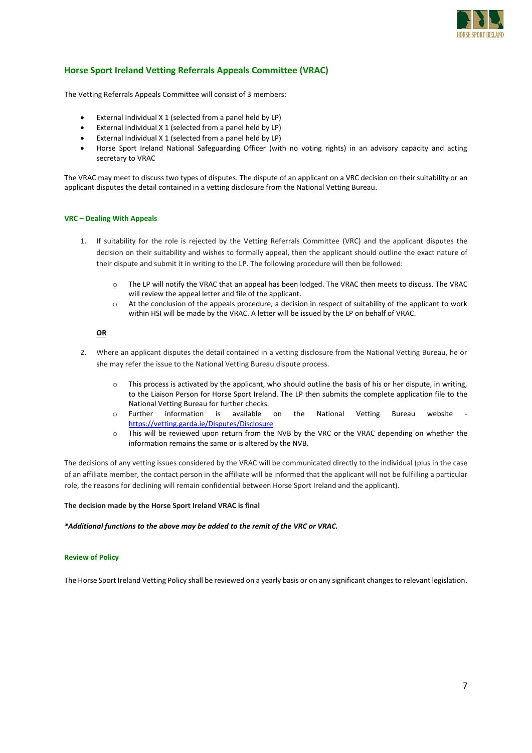## Horse Sport Ireland Vetting Referrals Appeals Committee (VRAC)

The Vetting Referrals Appeals Committee will consist of 3 members:

- External Individual X 1 (selected from a panel held by LP)
- External Individual X 1 (selected from a panel held by LP)
- External Individual X 1 (selected from a panel held by LP)
- Horse Sport Ireland National Safeguarding Officer (with no voting rights) in an advisory capacity and acting secretary to VRAC

The VRAC may meet to discuss two types of disputes. The dispute of an applicant on a VRC decision on their suitability or an applicant disputes the detail contained in a vetting disclosure from the National Vetting Bureau.

### VRC – Dealing With Appeals

1. If suitability for the role is rejected by the Vetting Referrals Committee (VRC) and the applicant disputes the decision on their suitability and wishes to formally appeal, then the applicant should outline the exact nature of their dispute and submit it in writing to the LP. The following procedure will then be followed:
   - The LP will notify the VRAC that an appeal has been lodged. The VRAC then meets to discuss. The VRAC will review the appeal letter and file of the applicant.
   - At the conclusion of the appeals procedure, a decision in respect of suitability of the applicant to work within HSI will be made by the VRAC. A letter will be issued by the LP on behalf of VRAC.

   **OR**

2. Where an applicant disputes the detail contained in a vetting disclosure from the National Vetting Bureau, he or she may refer the issue to the National Vetting Bureau dispute process.
   - This process is activated by the applicant, who should outline the basis of his or her dispute, in writing, to the Liaison Person for Horse Sport Ireland. The LP then submits the complete application file to the National Vetting Bureau for further checks.
   - Further information is available on the National Vetting Bureau website - https://vetting.garda.ie/Disputes/Disclosure
   - This will be reviewed upon return from the NVB by the VRC or the VRAC depending on whether the information remains the same or is altered by the NVB.

The decisions of any vetting issues considered by the VRAC will be communicated directly to the individual (plus in the case of an affiliate member, the contact person in the affiliate will be informed that the applicant will not be fulfilling a particular role, the reasons for declining will remain confidential between Horse Sport Ireland and the applicant).

**The decision made by the Horse Sport Ireland VRAC is final**

***Additional functions to the above may be added to the remit of the VRC or VRAC.***

### Review of Policy

The Horse Sport Ireland Vetting Policy shall be reviewed on a yearly basis or on any significant changes to relevant legislation.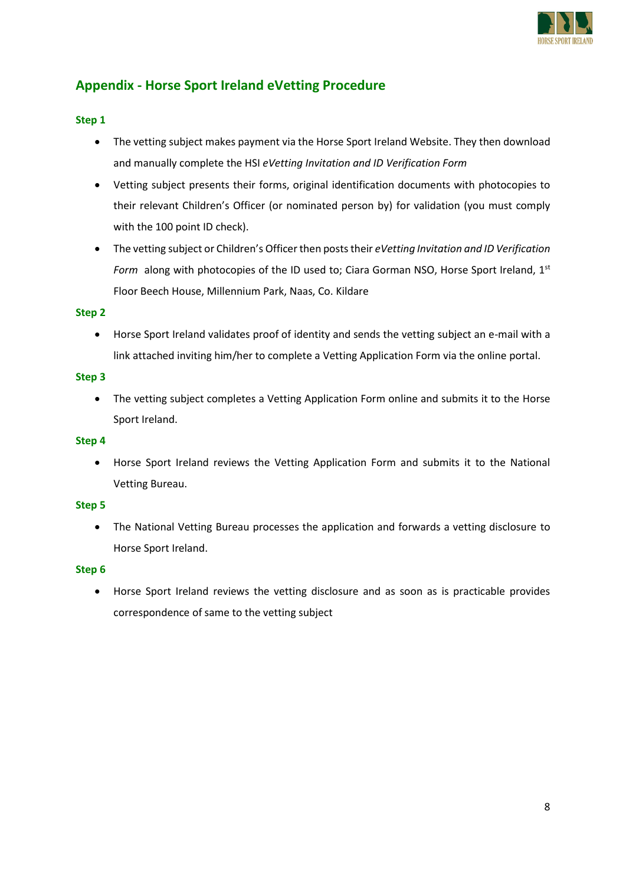## Appendix - Horse Sport Ireland eVetting Procedure

**Step 1**

- The vetting subject makes payment via the Horse Sport Ireland Website. They then download and manually complete the HSI *eVetting Invitation and ID Verification Form*
- Vetting subject presents their forms, original identification documents with photocopies to their relevant Children's Officer (or nominated person by) for validation (you must comply with the 100 point ID check).
- The vetting subject or Children's Officer then posts their *eVetting Invitation and ID Verification Form* along with photocopies of the ID used to; Ciara Gorman NSO, Horse Sport Ireland, 1st Floor Beech House, Millennium Park, Naas, Co. Kildare

**Step 2**

- Horse Sport Ireland validates proof of identity and sends the vetting subject an e-mail with a link attached inviting him/her to complete a Vetting Application Form via the online portal.

**Step 3**

- The vetting subject completes a Vetting Application Form online and submits it to the Horse Sport Ireland.

**Step 4**

- Horse Sport Ireland reviews the Vetting Application Form and submits it to the National Vetting Bureau.

**Step 5**

- The National Vetting Bureau processes the application and forwards a vetting disclosure to Horse Sport Ireland.

**Step 6**

- Horse Sport Ireland reviews the vetting disclosure and as soon as is practicable provides correspondence of same to the vetting subject